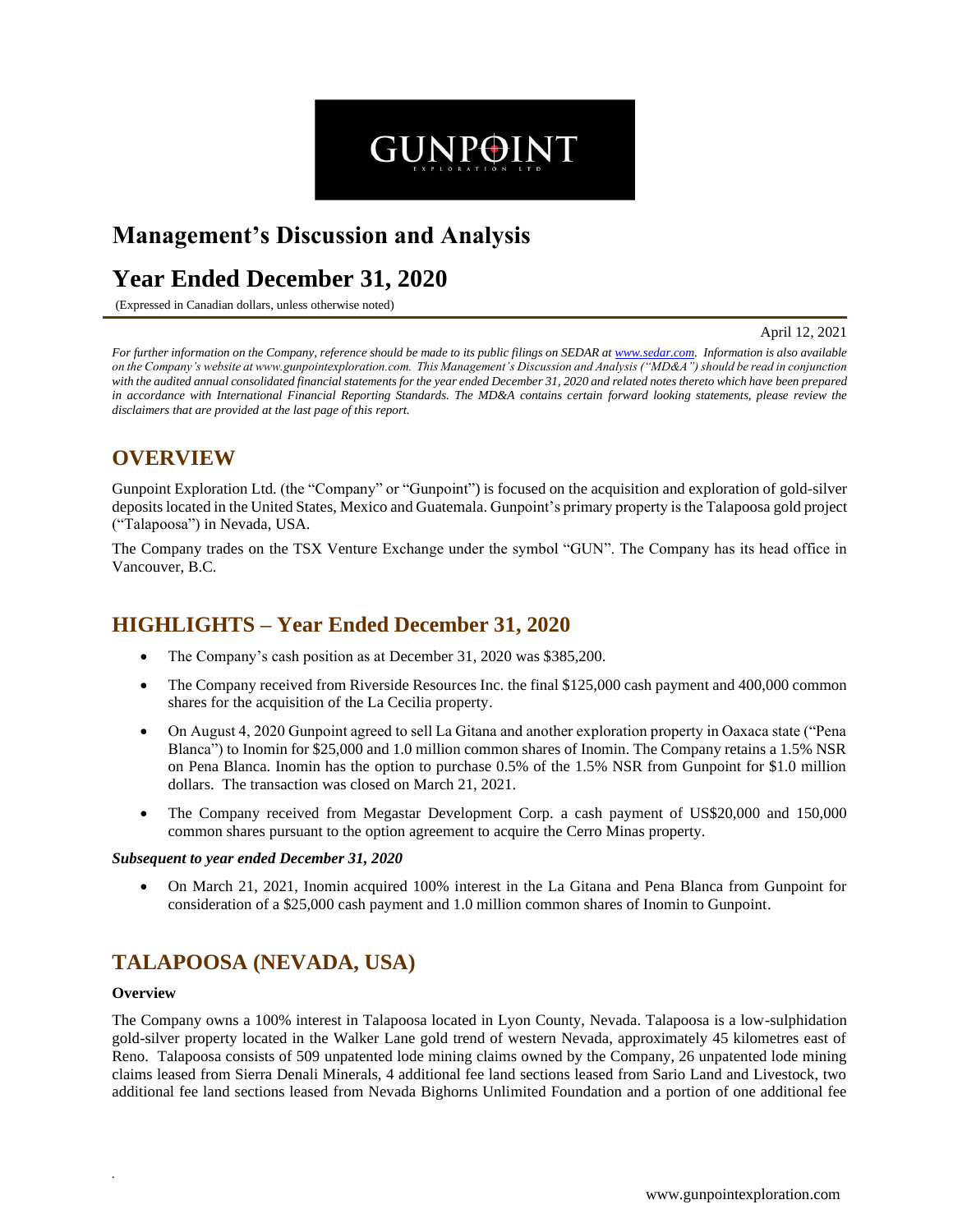# Management's Discussion and Analysis

# Year Ended December 31, 2020

(Expressed in Canadian dollars, unless otherwise noted)

April 12, 2021

*For further information on the Company, reference should be made to its public filings on SEDAR at www.sedar.com. Information is also available on the Company's website at www.gunpointexploration.com. This Management's Discussion and Analysis ("MD&A") should be read in conjunction with the audited annual consolidated financial statements for the year ended December 31, 2020 and related notes thereto which have been prepared in accordance with International Financial Reporting Standards. The MD&A contains certain forward looking statements, please review the disclaimers that are provided at the last page of this report.*

## OVERVIEW

Gunpoint Exploration Ltd. (the "Company" or "Gunpoint") is focused on the acquisition and exploration of gold-silver deposits located in the United States, Mexico and Guatemala. Gunpoint's primary property is the Talapoosa gold project ("Talapoosa") in Nevada, USA.

The Company trades on the TSX Venture Exchange under the symbol "GUN". The Company has its head office in Vancouver, B.C.

## HIGHLIGHTS – Year Ended December 31, 2020

- The Company's cash position as at December 31, 2020 was $385,200.
- The Company received from Riverside Resources Inc. the final $125,000 cash payment and 400,000 common shares for the acquisition of the La Cecilia property.
- On August 4, 2020 Gunpoint agreed to sell La Gitana and another exploration property in Oaxaca state ("Pena Blanca") to Inomin for $25,000 and 1.0 million common shares of Inomin. The Company retains a 1.5% NSR on Pena Blanca. Inomin has the option to purchase 0.5% of the 1.5% NSR from Gunpoint for $1.0 million dollars. The transaction was closed on March 21, 2021.
- The Company received from Megastar Development Corp. a cash payment of US$20,000 and 150,000 common shares pursuant to the option agreement to acquire the Cerro Minas property.

***Subsequent to year ended December 31, 2020***

- On March 21, 2021, Inomin acquired 100% interest in the La Gitana and Pena Blanca from Gunpoint for consideration of a $25,000 cash payment and 1.0 million common shares of Inomin to Gunpoint.

## TALAPOOSA (NEVADA, USA)

**Overview**

The Company owns a 100% interest in Talapoosa located in Lyon County, Nevada. Talapoosa is a low-sulphidation gold-silver property located in the Walker Lane gold trend of western Nevada, approximately 45 kilometres east of Reno. Talapoosa consists of 509 unpatented lode mining claims owned by the Company, 26 unpatented lode mining claims leased from Sierra Denali Minerals, 4 additional fee land sections leased from Sario Land and Livestock, two additional fee land sections leased from Nevada Bighorns Unlimited Foundation and a portion of one additional fee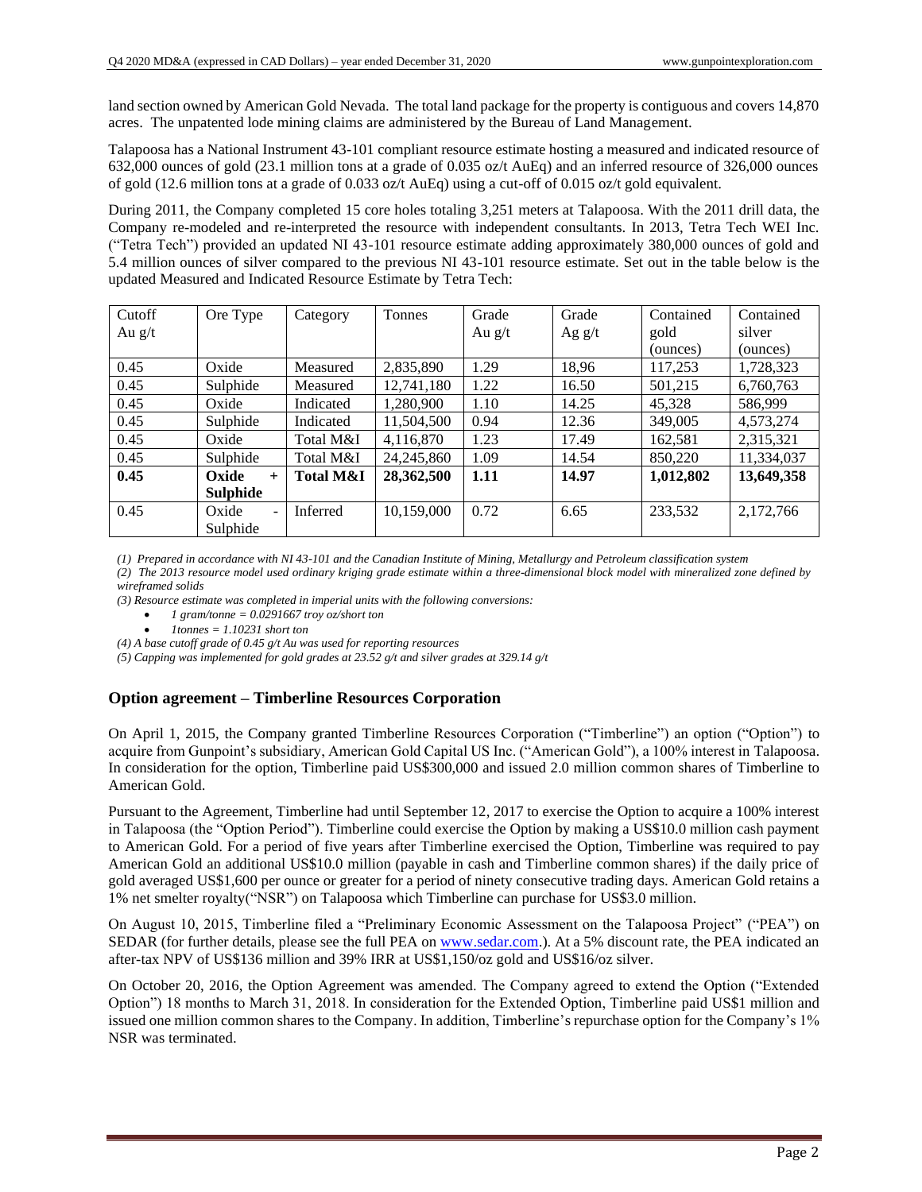land section owned by American Gold Nevada. The total land package for the property is contiguous and covers 14,870 acres. The unpatented lode mining claims are administered by the Bureau of Land Management.

Talapoosa has a National Instrument 43-101 compliant resource estimate hosting a measured and indicated resource of 632,000 ounces of gold (23.1 million tons at a grade of 0.035 oz/t AuEq) and an inferred resource of 326,000 ounces of gold (12.6 million tons at a grade of 0.033 oz/t AuEq) using a cut-off of 0.015 oz/t gold equivalent.

During 2011, the Company completed 15 core holes totaling 3,251 meters at Talapoosa. With the 2011 drill data, the Company re-modeled and re-interpreted the resource with independent consultants. In 2013, Tetra Tech WEI Inc. ("Tetra Tech") provided an updated NI 43-101 resource estimate adding approximately 380,000 ounces of gold and 5.4 million ounces of silver compared to the previous NI 43-101 resource estimate. Set out in the table below is the updated Measured and Indicated Resource Estimate by Tetra Tech:

| Cutoff Au g/t | Ore Type | Category | Tonnes | Grade Au g/t | Grade Ag g/t | Contained gold (ounces) | Contained silver (ounces) |
|---|---|---|---|---|---|---|---|
| 0.45 | Oxide | Measured | 2,835,890 | 1.29 | 18,96 | 117,253 | 1,728,323 |
| 0.45 | Sulphide | Measured | 12,741,180 | 1.22 | 16.50 | 501,215 | 6,760,763 |
| 0.45 | Oxide | Indicated | 1,280,900 | 1.10 | 14.25 | 45,328 | 586,999 |
| 0.45 | Sulphide | Indicated | 11,504,500 | 0.94 | 12.36 | 349,005 | 4,573,274 |
| 0.45 | Oxide | Total M&I | 4,116,870 | 1.23 | 17.49 | 162,581 | 2,315,321 |
| 0.45 | Sulphide | Total M&I | 24,245,860 | 1.09 | 14.54 | 850,220 | 11,334,037 |
| **0.45** | **Oxide + Sulphide** | **Total M&I** | **28,362,500** | **1.11** | **14.97** | **1,012,802** | **13,649,358** |
| 0.45 | Oxide - Sulphide | Inferred | 10,159,000 | 0.72 | 6.65 | 233,532 | 2,172,766 |

*(1) Prepared in accordance with NI 43-101 and the Canadian Institute of Mining, Metallurgy and Petroleum classification system*

*(2) The 2013 resource model used ordinary kriging grade estimate within a three-dimensional block model with mineralized zone defined by wireframed solids*

*(3) Resource estimate was completed in imperial units with the following conversions:*

- *1 gram/tonne = 0.0291667 troy oz/short ton*
- *1tonnes = 1.10231 short ton*

*(4) A base cutoff grade of 0.45 g/t Au was used for reporting resources*

*(5) Capping was implemented for gold grades at 23.52 g/t and silver grades at 329.14 g/t*

## Option agreement – Timberline Resources Corporation

On April 1, 2015, the Company granted Timberline Resources Corporation ("Timberline") an option ("Option") to acquire from Gunpoint's subsidiary, American Gold Capital US Inc. ("American Gold"), a 100% interest in Talapoosa. In consideration for the option, Timberline paid US$300,000 and issued 2.0 million common shares of Timberline to American Gold.

Pursuant to the Agreement, Timberline had until September 12, 2017 to exercise the Option to acquire a 100% interest in Talapoosa (the "Option Period"). Timberline could exercise the Option by making a US$10.0 million cash payment to American Gold. For a period of five years after Timberline exercised the Option, Timberline was required to pay American Gold an additional US$10.0 million (payable in cash and Timberline common shares) if the daily price of gold averaged US$1,600 per ounce or greater for a period of ninety consecutive trading days. American Gold retains a 1% net smelter royalty("NSR") on Talapoosa which Timberline can purchase for US$3.0 million.

On August 10, 2015, Timberline filed a "Preliminary Economic Assessment on the Talapoosa Project" ("PEA") on SEDAR (for further details, please see the full PEA on www.sedar.com.). At a 5% discount rate, the PEA indicated an after-tax NPV of US$136 million and 39% IRR at US$1,150/oz gold and US$16/oz silver.

On October 20, 2016, the Option Agreement was amended. The Company agreed to extend the Option ("Extended Option") 18 months to March 31, 2018. In consideration for the Extended Option, Timberline paid US$1 million and issued one million common shares to the Company. In addition, Timberline's repurchase option for the Company's 1% NSR was terminated.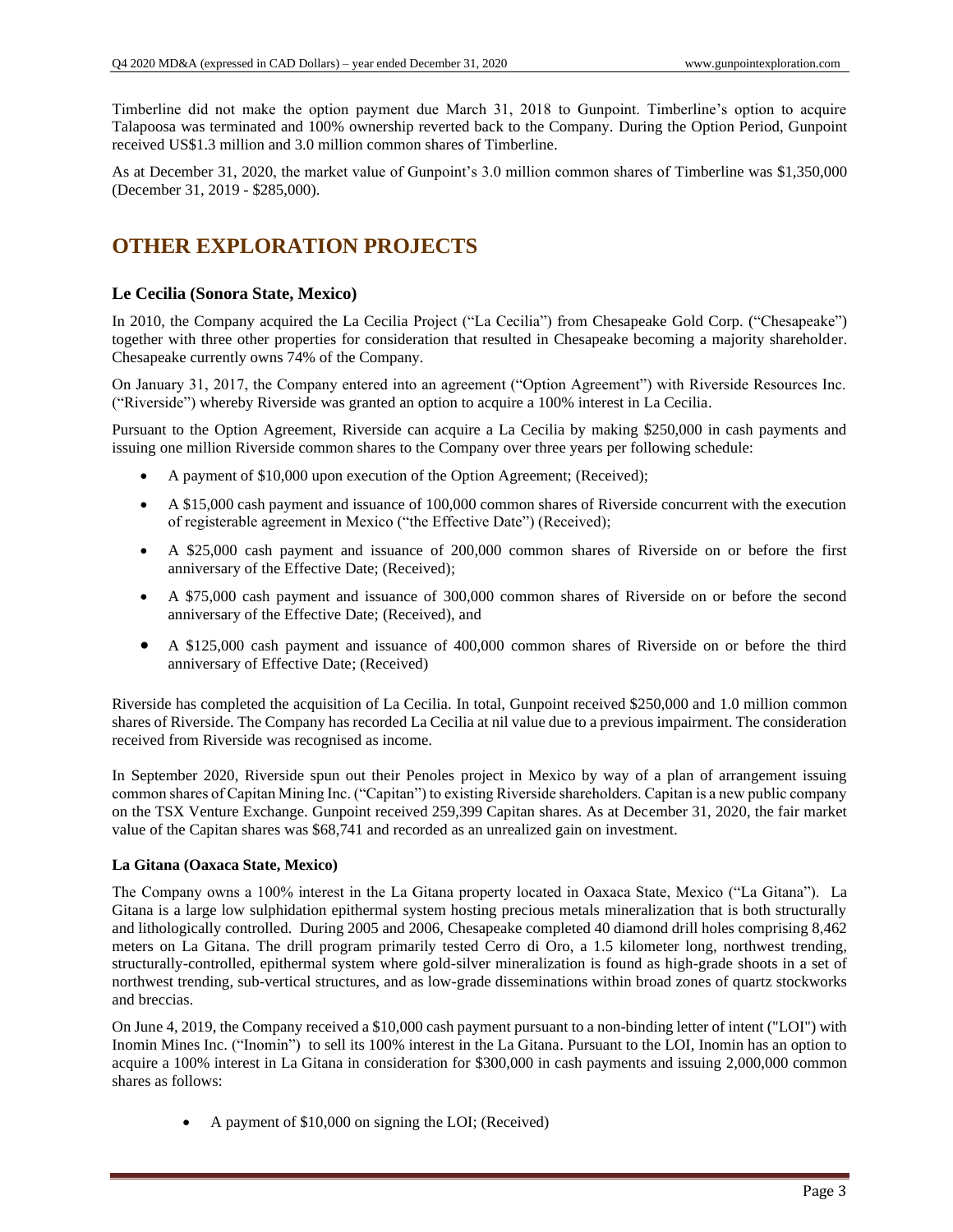Timberline did not make the option payment due March 31, 2018 to Gunpoint. Timberline's option to acquire Talapoosa was terminated and 100% ownership reverted back to the Company. During the Option Period, Gunpoint received US$1.3 million and 3.0 million common shares of Timberline.

As at December 31, 2020, the market value of Gunpoint's 3.0 million common shares of Timberline was $1,350,000 (December 31, 2019 - $285,000).

# OTHER EXPLORATION PROJECTS

### Le Cecilia (Sonora State, Mexico)

In 2010, the Company acquired the La Cecilia Project ("La Cecilia") from Chesapeake Gold Corp. ("Chesapeake") together with three other properties for consideration that resulted in Chesapeake becoming a majority shareholder. Chesapeake currently owns 74% of the Company.

On January 31, 2017, the Company entered into an agreement ("Option Agreement") with Riverside Resources Inc. ("Riverside") whereby Riverside was granted an option to acquire a 100% interest in La Cecilia.

Pursuant to the Option Agreement, Riverside can acquire a La Cecilia by making $250,000 in cash payments and issuing one million Riverside common shares to the Company over three years per following schedule:

- A payment of $10,000 upon execution of the Option Agreement; (Received);
- A $15,000 cash payment and issuance of 100,000 common shares of Riverside concurrent with the execution of registerable agreement in Mexico ("the Effective Date") (Received);
- A $25,000 cash payment and issuance of 200,000 common shares of Riverside on or before the first anniversary of the Effective Date; (Received);
- A $75,000 cash payment and issuance of 300,000 common shares of Riverside on or before the second anniversary of the Effective Date; (Received), and
- A $125,000 cash payment and issuance of 400,000 common shares of Riverside on or before the third anniversary of Effective Date; (Received)

Riverside has completed the acquisition of La Cecilia. In total, Gunpoint received $250,000 and 1.0 million common shares of Riverside. The Company has recorded La Cecilia at nil value due to a previous impairment. The consideration received from Riverside was recognised as income.

In September 2020, Riverside spun out their Penoles project in Mexico by way of a plan of arrangement issuing common shares of Capitan Mining Inc. ("Capitan") to existing Riverside shareholders. Capitan is a new public company on the TSX Venture Exchange. Gunpoint received 259,399 Capitan shares. As at December 31, 2020, the fair market value of the Capitan shares was $68,741 and recorded as an unrealized gain on investment.

**La Gitana (Oaxaca State, Mexico)**

The Company owns a 100% interest in the La Gitana property located in Oaxaca State, Mexico ("La Gitana"). La Gitana is a large low sulphidation epithermal system hosting precious metals mineralization that is both structurally and lithologically controlled. During 2005 and 2006, Chesapeake completed 40 diamond drill holes comprising 8,462 meters on La Gitana. The drill program primarily tested Cerro di Oro, a 1.5 kilometer long, northwest trending, structurally-controlled, epithermal system where gold-silver mineralization is found as high-grade shoots in a set of northwest trending, sub-vertical structures, and as low-grade disseminations within broad zones of quartz stockworks and breccias.

On June 4, 2019, the Company received a $10,000 cash payment pursuant to a non-binding letter of intent ("LOI") with Inomin Mines Inc. ("Inomin") to sell its 100% interest in the La Gitana. Pursuant to the LOI, Inomin has an option to acquire a 100% interest in La Gitana in consideration for $300,000 in cash payments and issuing 2,000,000 common shares as follows:

- A payment of $10,000 on signing the LOI; (Received)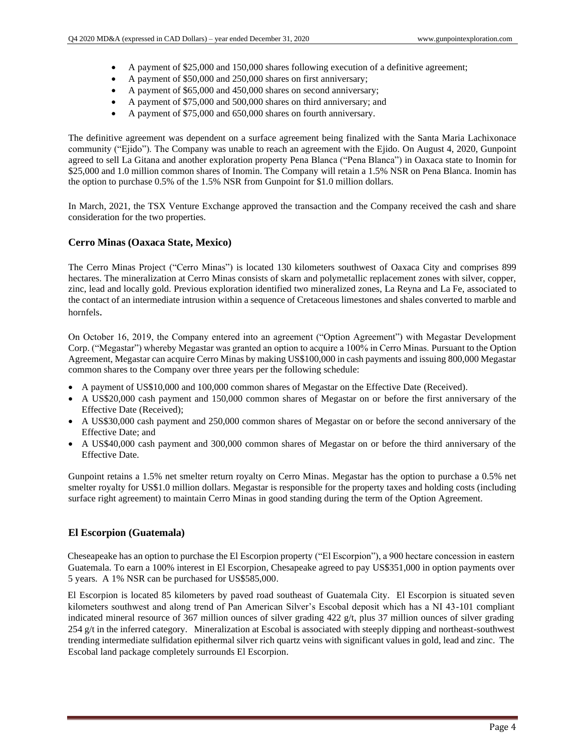- A payment of \$25,000 and 150,000 shares following execution of a definitive agreement;
- A payment of \$50,000 and 250,000 shares on first anniversary;
- A payment of \$65,000 and 450,000 shares on second anniversary;
- A payment of \$75,000 and 500,000 shares on third anniversary; and
- A payment of \$75,000 and 650,000 shares on fourth anniversary.

The definitive agreement was dependent on a surface agreement being finalized with the Santa Maria Lachixonace community ("Ejido"). The Company was unable to reach an agreement with the Ejido. On August 4, 2020, Gunpoint agreed to sell La Gitana and another exploration property Pena Blanca ("Pena Blanca") in Oaxaca state to Inomin for \$25,000 and 1.0 million common shares of Inomin. The Company will retain a 1.5% NSR on Pena Blanca. Inomin has the option to purchase 0.5% of the 1.5% NSR from Gunpoint for \$1.0 million dollars.

In March, 2021, the TSX Venture Exchange approved the transaction and the Company received the cash and share consideration for the two properties.

### Cerro Minas (Oaxaca State, Mexico)

The Cerro Minas Project ("Cerro Minas") is located 130 kilometers southwest of Oaxaca City and comprises 899 hectares. The mineralization at Cerro Minas consists of skarn and polymetallic replacement zones with silver, copper, zinc, lead and locally gold. Previous exploration identified two mineralized zones, La Reyna and La Fe, associated to the contact of an intermediate intrusion within a sequence of Cretaceous limestones and shales converted to marble and hornfels.

On October 16, 2019, the Company entered into an agreement ("Option Agreement") with Megastar Development Corp. ("Megastar") whereby Megastar was granted an option to acquire a 100% in Cerro Minas. Pursuant to the Option Agreement, Megastar can acquire Cerro Minas by making US\$100,000 in cash payments and issuing 800,000 Megastar common shares to the Company over three years per the following schedule:

- A payment of US\$10,000 and 100,000 common shares of Megastar on the Effective Date (Received).
- A US\$20,000 cash payment and 150,000 common shares of Megastar on or before the first anniversary of the Effective Date (Received);
- A US\$30,000 cash payment and 250,000 common shares of Megastar on or before the second anniversary of the Effective Date; and
- A US\$40,000 cash payment and 300,000 common shares of Megastar on or before the third anniversary of the Effective Date.

Gunpoint retains a 1.5% net smelter return royalty on Cerro Minas. Megastar has the option to purchase a 0.5% net smelter royalty for US\$1.0 million dollars. Megastar is responsible for the property taxes and holding costs (including surface right agreement) to maintain Cerro Minas in good standing during the term of the Option Agreement.

### El Escorpion (Guatemala)

Cheseapeake has an option to purchase the El Escorpion property ("El Escorpion"), a 900 hectare concession in eastern Guatemala. To earn a 100% interest in El Escorpion, Chesapeake agreed to pay US\$351,000 in option payments over 5 years. A 1% NSR can be purchased for US\$585,000.

El Escorpion is located 85 kilometers by paved road southeast of Guatemala City. El Escorpion is situated seven kilometers southwest and along trend of Pan American Silver's Escobal deposit which has a NI 43-101 compliant indicated mineral resource of 367 million ounces of silver grading 422 g/t, plus 37 million ounces of silver grading 254 g/t in the inferred category. Mineralization at Escobal is associated with steeply dipping and northeast-southwest trending intermediate sulfidation epithermal silver rich quartz veins with significant values in gold, lead and zinc. The Escobal land package completely surrounds El Escorpion.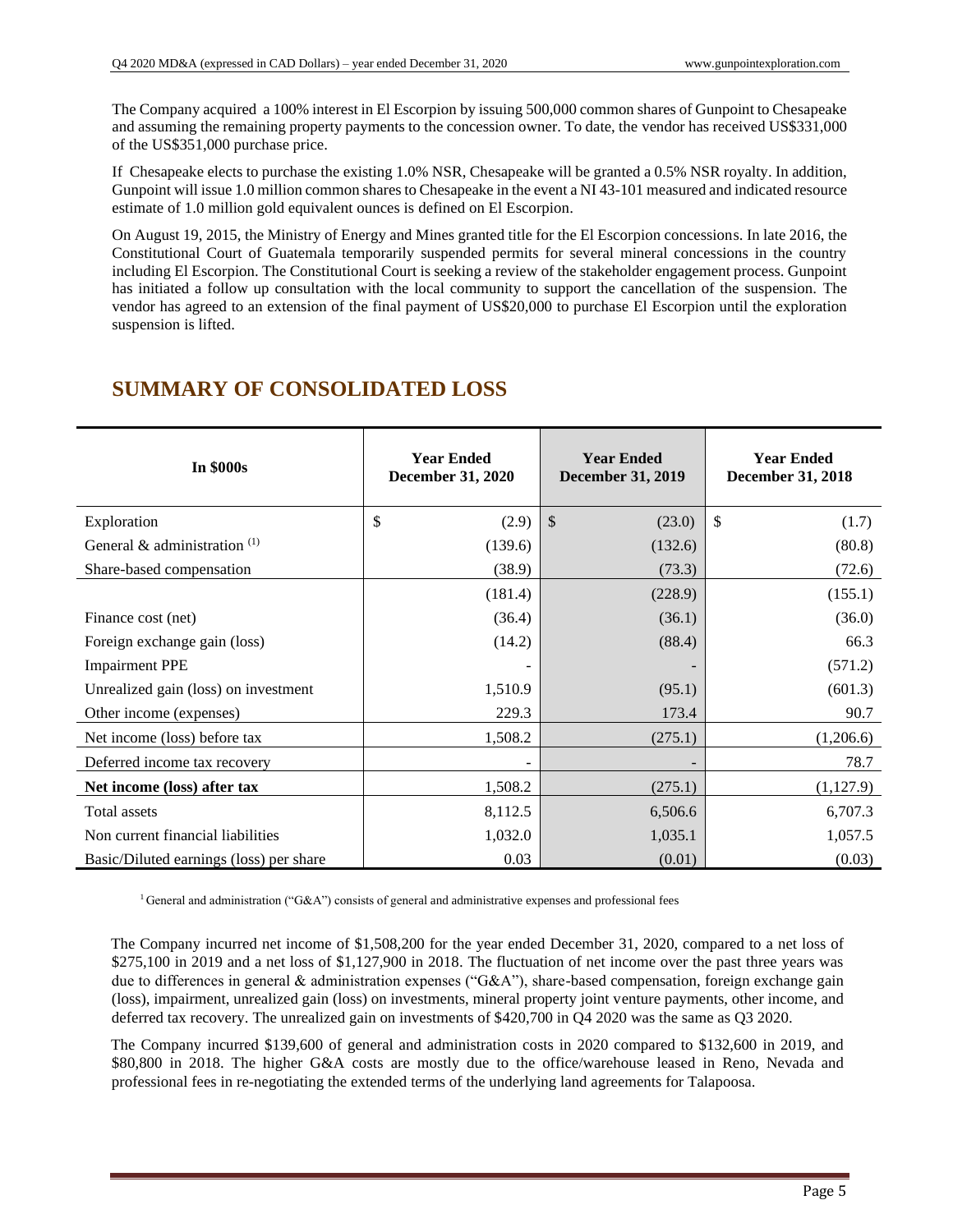The Company acquired a 100% interest in El Escorpion by issuing 500,000 common shares of Gunpoint to Chesapeake and assuming the remaining property payments to the concession owner. To date, the vendor has received US$331,000 of the US$351,000 purchase price.

If Chesapeake elects to purchase the existing 1.0% NSR, Chesapeake will be granted a 0.5% NSR royalty. In addition, Gunpoint will issue 1.0 million common shares to Chesapeake in the event a NI 43-101 measured and indicated resource estimate of 1.0 million gold equivalent ounces is defined on El Escorpion.

On August 19, 2015, the Ministry of Energy and Mines granted title for the El Escorpion concessions. In late 2016, the Constitutional Court of Guatemala temporarily suspended permits for several mineral concessions in the country including El Escorpion. The Constitutional Court is seeking a review of the stakeholder engagement process. Gunpoint has initiated a follow up consultation with the local community to support the cancellation of the suspension. The vendor has agreed to an extension of the final payment of US$20,000 to purchase El Escorpion until the exploration suspension is lifted.

## SUMMARY OF CONSOLIDATED LOSS

| In $000s | Year Ended December 31, 2020 | Year Ended December 31, 2019 | Year Ended December 31, 2018 |
|---|---|---|---|
| Exploration | $ (2.9) | $ (23.0) | $ (1.7) |
| General & administration [1] | (139.6) | (132.6) | (80.8) |
| Share-based compensation | (38.9) | (73.3) | (72.6) |
| | (181.4) | (228.9) | (155.1) |
| Finance cost (net) | (36.4) | (36.1) | (36.0) |
| Foreign exchange gain (loss) | (14.2) | (88.4) | 66.3 |
| Impairment PPE | - | - | (571.2) |
| Unrealized gain (loss) on investment | 1,510.9 | (95.1) | (601.3) |
| Other income (expenses) | 229.3 | 173.4 | 90.7 |
| Net income (loss) before tax | 1,508.2 | (275.1) | (1,206.6) |
| Deferred income tax recovery | - | - | 78.7 |
| **Net income (loss) after tax** | 1,508.2 | (275.1) | (1,127.9) |
| Total assets | 8,112.5 | 6,506.6 | 6,707.3 |
| Non current financial liabilities | 1,032.0 | 1,035.1 | 1,057.5 |
| Basic/Diluted earnings (loss) per share | 0.03 | (0.01) | (0.03) |

[1] General and administration ("G&A") consists of general and administrative expenses and professional fees

The Company incurred net income of $1,508,200 for the year ended December 31, 2020, compared to a net loss of $275,100 in 2019 and a net loss of $1,127,900 in 2018. The fluctuation of net income over the past three years was due to differences in general & administration expenses ("G&A"), share-based compensation, foreign exchange gain (loss), impairment, unrealized gain (loss) on investments, mineral property joint venture payments, other income, and deferred tax recovery. The unrealized gain on investments of $420,700 in Q4 2020 was the same as Q3 2020.

The Company incurred $139,600 of general and administration costs in 2020 compared to $132,600 in 2019, and $80,800 in 2018. The higher G&A costs are mostly due to the office/warehouse leased in Reno, Nevada and professional fees in re-negotiating the extended terms of the underlying land agreements for Talapoosa.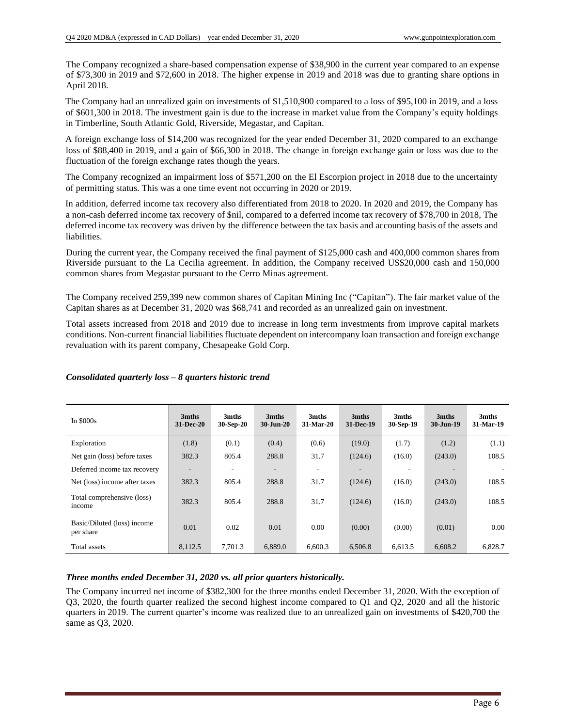The Company recognized a share-based compensation expense of $38,900 in the current year compared to an expense of $73,300 in 2019 and $72,600 in 2018. The higher expense in 2019 and 2018 was due to granting share options in April 2018.

The Company had an unrealized gain on investments of $1,510,900 compared to a loss of $95,100 in 2019, and a loss of $601,300 in 2018. The investment gain is due to the increase in market value from the Company's equity holdings in Timberline, South Atlantic Gold, Riverside, Megastar, and Capitan.

A foreign exchange loss of $14,200 was recognized for the year ended December 31, 2020 compared to an exchange loss of $88,400 in 2019, and a gain of $66,300 in 2018. The change in foreign exchange gain or loss was due to the fluctuation of the foreign exchange rates though the years.

The Company recognized an impairment loss of $571,200 on the El Escorpion project in 2018 due to the uncertainty of permitting status. This was a one time event not occurring in 2020 or 2019.

In addition, deferred income tax recovery also differentiated from 2018 to 2020. In 2020 and 2019, the Company has a non-cash deferred income tax recovery of $nil, compared to a deferred income tax recovery of $78,700 in 2018, The deferred income tax recovery was driven by the difference between the tax basis and accounting basis of the assets and liabilities.

During the current year, the Company received the final payment of $125,000 cash and 400,000 common shares from Riverside pursuant to the La Cecilia agreement. In addition, the Company received US$20,000 cash and 150,000 common shares from Megastar pursuant to the Cerro Minas agreement.

The Company received 259,399 new common shares of Capitan Mining Inc ("Capitan"). The fair market value of the Capitan shares as at December 31, 2020 was $68,741 and recorded as an unrealized gain on investment.

Total assets increased from 2018 and 2019 due to increase in long term investments from improve capital markets conditions. Non-current financial liabilities fluctuate dependent on intercompany loan transaction and foreign exchange revaluation with its parent company, Chesapeake Gold Corp.

### *Consolidated quarterly loss – 8 quarters historic trend*

| In $000s | 3mths 31-Dec-20 | 3mths 30-Sep-20 | 3mths 30-Jun-20 | 3mths 31-Mar-20 | 3mths 31-Dec-19 | 3mths 30-Sep-19 | 3mths 30-Jun-19 | 3mths 31-Mar-19 |
|---|---|---|---|---|---|---|---|---|
| Exploration | (1.8) | (0.1) | (0.4) | (0.6) | (19.0) | (1.7) | (1.2) | (1.1) |
| Net gain (loss) before taxes | 382.3 | 805.4 | 288.8 | 31.7 | (124.6) | (16.0) | (243.0) | 108.5 |
| Deferred income tax recovery | - | - | - | - | - | - | - | - |
| Net (loss) income after taxes | 382.3 | 805.4 | 288.8 | 31.7 | (124.6) | (16.0) | (243.0) | 108.5 |
| Total comprehensive (loss) income | 382.3 | 805.4 | 288.8 | 31.7 | (124.6) | (16.0) | (243.0) | 108.5 |
| Basic/Diluted (loss) income per share | 0.01 | 0.02 | 0.01 | 0.00 | (0.00) | (0.00) | (0.01) | 0.00 |
| Total assets | 8,112.5 | 7,701.3 | 6,889.0 | 6,600.3 | 6,506.8 | 6,613.5 | 6,608.2 | 6,828.7 |

### *Three months ended December 31, 2020 vs. all prior quarters historically.*

The Company incurred net income of $382,300 for the three months ended December 31, 2020. With the exception of Q3, 2020, the fourth quarter realized the second highest income compared to Q1 and Q2, 2020 and all the historic quarters in 2019. The current quarter's income was realized due to an unrealized gain on investments of $420,700 the same as Q3, 2020.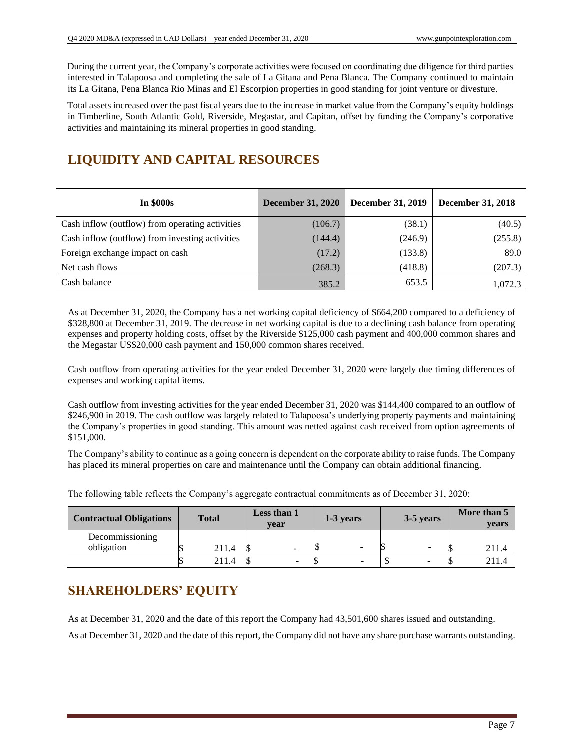During the current year, the Company's corporate activities were focused on coordinating due diligence for third parties interested in Talapoosa and completing the sale of La Gitana and Pena Blanca. The Company continued to maintain its La Gitana, Pena Blanca Rio Minas and El Escorpion properties in good standing for joint venture or divesture.

Total assets increased over the past fiscal years due to the increase in market value from the Company's equity holdings in Timberline, South Atlantic Gold, Riverside, Megastar, and Capitan, offset by funding the Company's corporative activities and maintaining its mineral properties in good standing.

## LIQUIDITY AND CAPITAL RESOURCES

| In $000s | December 31, 2020 | December 31, 2019 | December 31, 2018 |
|---|---|---|---|
| Cash inflow (outflow) from operating activities | (106.7) | (38.1) | (40.5) |
| Cash inflow (outflow) from investing activities | (144.4) | (246.9) | (255.8) |
| Foreign exchange impact on cash | (17.2) | (133.8) | 89.0 |
| Net cash flows | (268.3) | (418.8) | (207.3) |
| Cash balance | 385.2 | 653.5 | 1,072.3 |

As at December 31, 2020, the Company has a net working capital deficiency of $664,200 compared to a deficiency of $328,800 at December 31, 2019. The decrease in net working capital is due to a declining cash balance from operating expenses and property holding costs, offset by the Riverside $125,000 cash payment and 400,000 common shares and the Megastar US$20,000 cash payment and 150,000 common shares received.

Cash outflow from operating activities for the year ended December 31, 2020 were largely due timing differences of expenses and working capital items.

Cash outflow from investing activities for the year ended December 31, 2020 was $144,400 compared to an outflow of $246,900 in 2019. The cash outflow was largely related to Talapoosa's underlying property payments and maintaining the Company's properties in good standing. This amount was netted against cash received from option agreements of $151,000.

The Company's ability to continue as a going concern is dependent on the corporate ability to raise funds. The Company has placed its mineral properties on care and maintenance until the Company can obtain additional financing.

The following table reflects the Company's aggregate contractual commitments as of December 31, 2020:

| Contractual Obligations | Total | Less than 1 year | 1-3 years | 3-5 years | More than 5 years |
|---|---|---|---|---|---|
| Decommissioning obligation | $ 211.4 | $ - | $ - | $ - | $ 211.4 |
| | $ 211.4 | $ - | $ - | $ - | $ 211.4 |

## SHAREHOLDERS' EQUITY

As at December 31, 2020 and the date of this report the Company had 43,501,600 shares issued and outstanding.

As at December 31, 2020 and the date of this report, the Company did not have any share purchase warrants outstanding.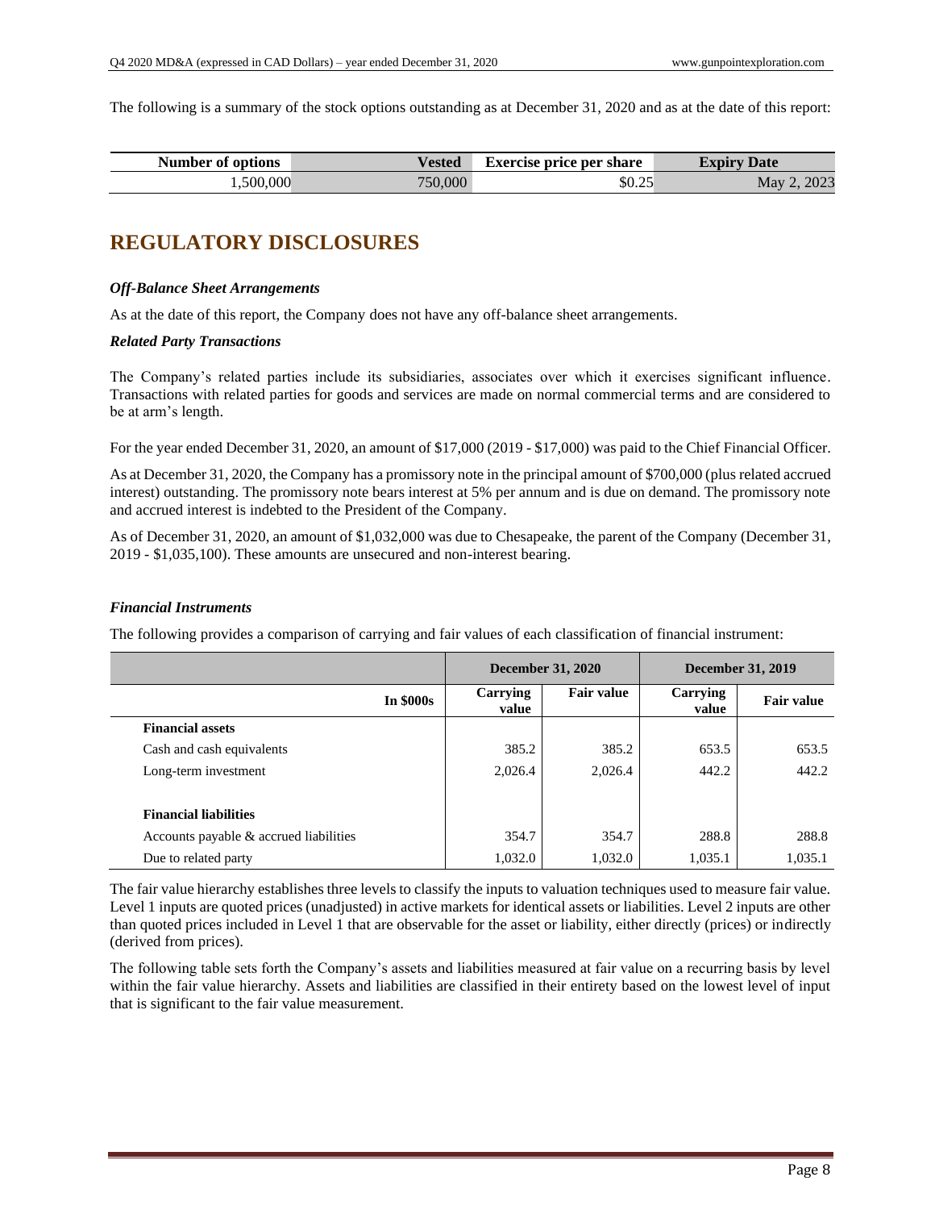The following is a summary of the stock options outstanding as at December 31, 2020 and as at the date of this report:

| Number of options | Vested | Exercise price per share | Expiry Date |
|---|---|---|---|
| 1,500,000 | 750,000 | $0.25 | May 2, 2023 |

# REGULATORY DISCLOSURES

***Off-Balance Sheet Arrangements***

As at the date of this report, the Company does not have any off-balance sheet arrangements.

***Related Party Transactions***

The Company's related parties include its subsidiaries, associates over which it exercises significant influence. Transactions with related parties for goods and services are made on normal commercial terms and are considered to be at arm's length.

For the year ended December 31, 2020, an amount of $17,000 (2019 - $17,000) was paid to the Chief Financial Officer.

As at December 31, 2020, the Company has a promissory note in the principal amount of $700,000 (plus related accrued interest) outstanding. The promissory note bears interest at 5% per annum and is due on demand. The promissory note and accrued interest is indebted to the President of the Company.

As of December 31, 2020, an amount of $1,032,000 was due to Chesapeake, the parent of the Company (December 31, 2019 - $1,035,100). These amounts are unsecured and non-interest bearing.

***Financial Instruments***

The following provides a comparison of carrying and fair values of each classification of financial instrument:

| | December 31, 2020 | | December 31, 2019 | |
|---|---|---|---|---|
| **In $000s** | **Carrying value** | **Fair value** | **Carrying value** | **Fair value** |
| **Financial assets** | | | | |
| Cash and cash equivalents | 385.2 | 385.2 | 653.5 | 653.5 |
| Long-term investment | 2,026.4 | 2,026.4 | 442.2 | 442.2 |
| **Financial liabilities** | | | | |
| Accounts payable & accrued liabilities | 354.7 | 354.7 | 288.8 | 288.8 |
| Due to related party | 1,032.0 | 1,032.0 | 1,035.1 | 1,035.1 |

The fair value hierarchy establishes three levels to classify the inputs to valuation techniques used to measure fair value. Level 1 inputs are quoted prices (unadjusted) in active markets for identical assets or liabilities. Level 2 inputs are other than quoted prices included in Level 1 that are observable for the asset or liability, either directly (prices) or indirectly (derived from prices).

The following table sets forth the Company's assets and liabilities measured at fair value on a recurring basis by level within the fair value hierarchy. Assets and liabilities are classified in their entirety based on the lowest level of input that is significant to the fair value measurement.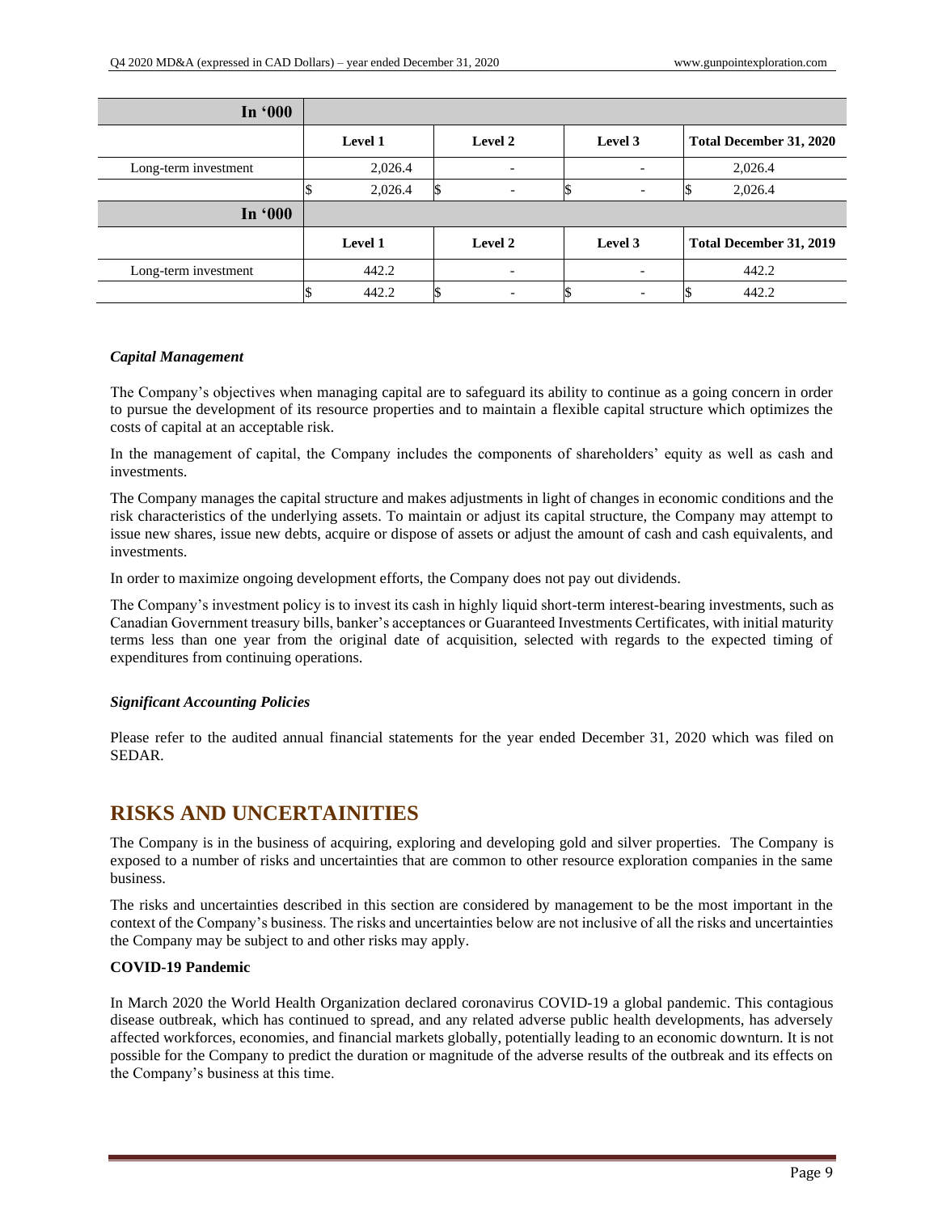| In '000 | | | | |
|---|---|---|---|---|
| | Level 1 | Level 2 | Level 3 | Total December 31, 2020 |
| Long-term investment | 2,026.4 | - | - | 2,026.4 |
| | $ 2,026.4 | $ - | $ - | $ 2,026.4 |

| In '000 | | | | |
|---|---|---|---|---|
| | Level 1 | Level 2 | Level 3 | Total December 31, 2019 |
| Long-term investment | 442.2 | - | - | 442.2 |
| | $ 442.2 | $ - | $ - | $ 442.2 |

### *Capital Management*

The Company's objectives when managing capital are to safeguard its ability to continue as a going concern in order to pursue the development of its resource properties and to maintain a flexible capital structure which optimizes the costs of capital at an acceptable risk.

In the management of capital, the Company includes the components of shareholders' equity as well as cash and investments.

The Company manages the capital structure and makes adjustments in light of changes in economic conditions and the risk characteristics of the underlying assets. To maintain or adjust its capital structure, the Company may attempt to issue new shares, issue new debts, acquire or dispose of assets or adjust the amount of cash and cash equivalents, and investments.

In order to maximize ongoing development efforts, the Company does not pay out dividends.

The Company's investment policy is to invest its cash in highly liquid short-term interest-bearing investments, such as Canadian Government treasury bills, banker's acceptances or Guaranteed Investments Certificates, with initial maturity terms less than one year from the original date of acquisition, selected with regards to the expected timing of expenditures from continuing operations.

### *Significant Accounting Policies*

Please refer to the audited annual financial statements for the year ended December 31, 2020 which was filed on SEDAR.

## RISKS AND UNCERTAINITIES

The Company is in the business of acquiring, exploring and developing gold and silver properties. The Company is exposed to a number of risks and uncertainties that are common to other resource exploration companies in the same business.

The risks and uncertainties described in this section are considered by management to be the most important in the context of the Company's business. The risks and uncertainties below are not inclusive of all the risks and uncertainties the Company may be subject to and other risks may apply.

**COVID-19 Pandemic**

In March 2020 the World Health Organization declared coronavirus COVID-19 a global pandemic. This contagious disease outbreak, which has continued to spread, and any related adverse public health developments, has adversely affected workforces, economies, and financial markets globally, potentially leading to an economic downturn. It is not possible for the Company to predict the duration or magnitude of the adverse results of the outbreak and its effects on the Company's business at this time.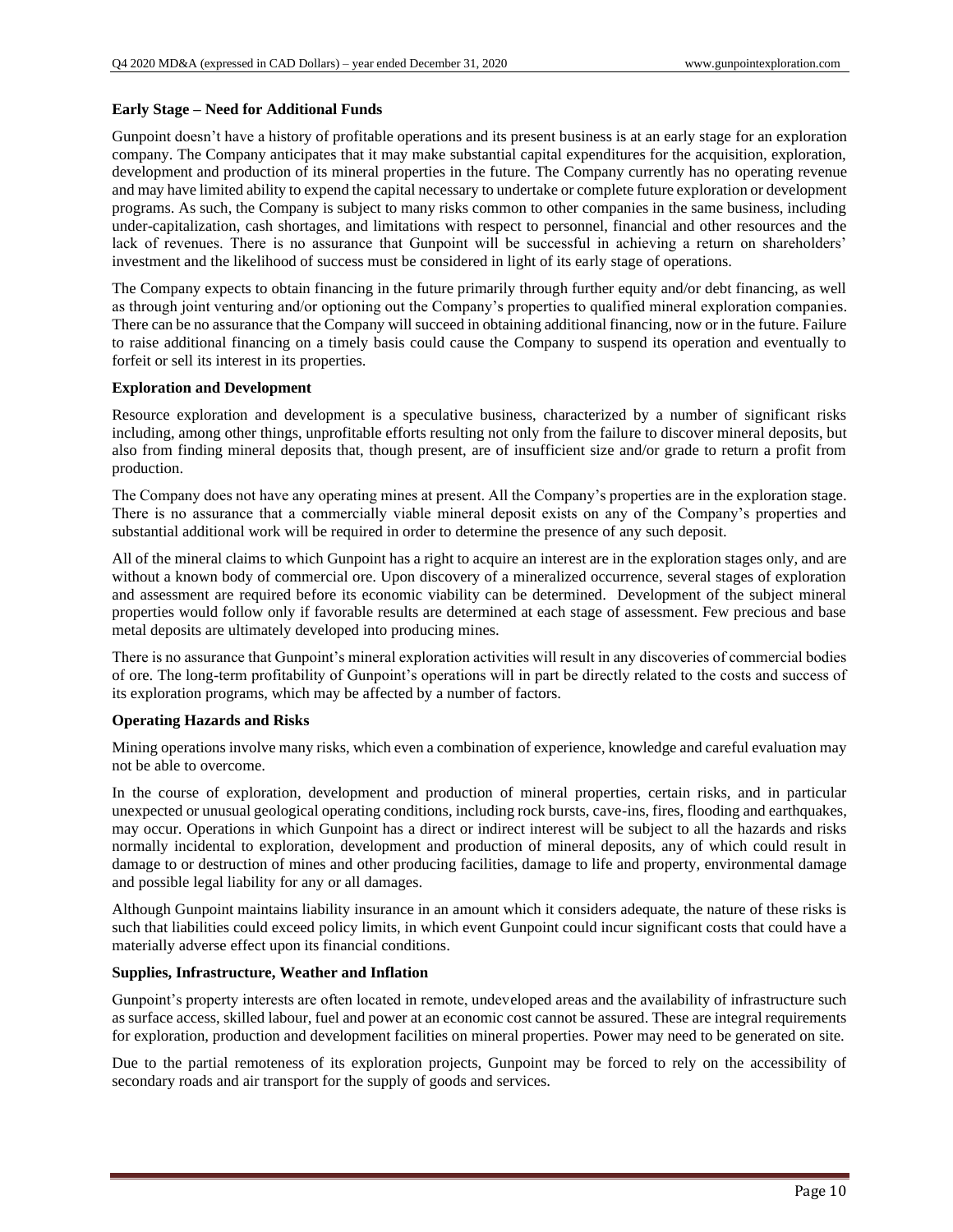**Early Stage – Need for Additional Funds**

Gunpoint doesn't have a history of profitable operations and its present business is at an early stage for an exploration company. The Company anticipates that it may make substantial capital expenditures for the acquisition, exploration, development and production of its mineral properties in the future. The Company currently has no operating revenue and may have limited ability to expend the capital necessary to undertake or complete future exploration or development programs. As such, the Company is subject to many risks common to other companies in the same business, including under-capitalization, cash shortages, and limitations with respect to personnel, financial and other resources and the lack of revenues. There is no assurance that Gunpoint will be successful in achieving a return on shareholders' investment and the likelihood of success must be considered in light of its early stage of operations.

The Company expects to obtain financing in the future primarily through further equity and/or debt financing, as well as through joint venturing and/or optioning out the Company's properties to qualified mineral exploration companies. There can be no assurance that the Company will succeed in obtaining additional financing, now or in the future. Failure to raise additional financing on a timely basis could cause the Company to suspend its operation and eventually to forfeit or sell its interest in its properties.

**Exploration and Development**

Resource exploration and development is a speculative business, characterized by a number of significant risks including, among other things, unprofitable efforts resulting not only from the failure to discover mineral deposits, but also from finding mineral deposits that, though present, are of insufficient size and/or grade to return a profit from production.

The Company does not have any operating mines at present. All the Company's properties are in the exploration stage. There is no assurance that a commercially viable mineral deposit exists on any of the Company's properties and substantial additional work will be required in order to determine the presence of any such deposit.

All of the mineral claims to which Gunpoint has a right to acquire an interest are in the exploration stages only, and are without a known body of commercial ore. Upon discovery of a mineralized occurrence, several stages of exploration and assessment are required before its economic viability can be determined. Development of the subject mineral properties would follow only if favorable results are determined at each stage of assessment. Few precious and base metal deposits are ultimately developed into producing mines.

There is no assurance that Gunpoint's mineral exploration activities will result in any discoveries of commercial bodies of ore. The long-term profitability of Gunpoint's operations will in part be directly related to the costs and success of its exploration programs, which may be affected by a number of factors.

**Operating Hazards and Risks**

Mining operations involve many risks, which even a combination of experience, knowledge and careful evaluation may not be able to overcome.

In the course of exploration, development and production of mineral properties, certain risks, and in particular unexpected or unusual geological operating conditions, including rock bursts, cave-ins, fires, flooding and earthquakes, may occur. Operations in which Gunpoint has a direct or indirect interest will be subject to all the hazards and risks normally incidental to exploration, development and production of mineral deposits, any of which could result in damage to or destruction of mines and other producing facilities, damage to life and property, environmental damage and possible legal liability for any or all damages.

Although Gunpoint maintains liability insurance in an amount which it considers adequate, the nature of these risks is such that liabilities could exceed policy limits, in which event Gunpoint could incur significant costs that could have a materially adverse effect upon its financial conditions.

**Supplies, Infrastructure, Weather and Inflation**

Gunpoint's property interests are often located in remote, undeveloped areas and the availability of infrastructure such as surface access, skilled labour, fuel and power at an economic cost cannot be assured. These are integral requirements for exploration, production and development facilities on mineral properties. Power may need to be generated on site.

Due to the partial remoteness of its exploration projects, Gunpoint may be forced to rely on the accessibility of secondary roads and air transport for the supply of goods and services.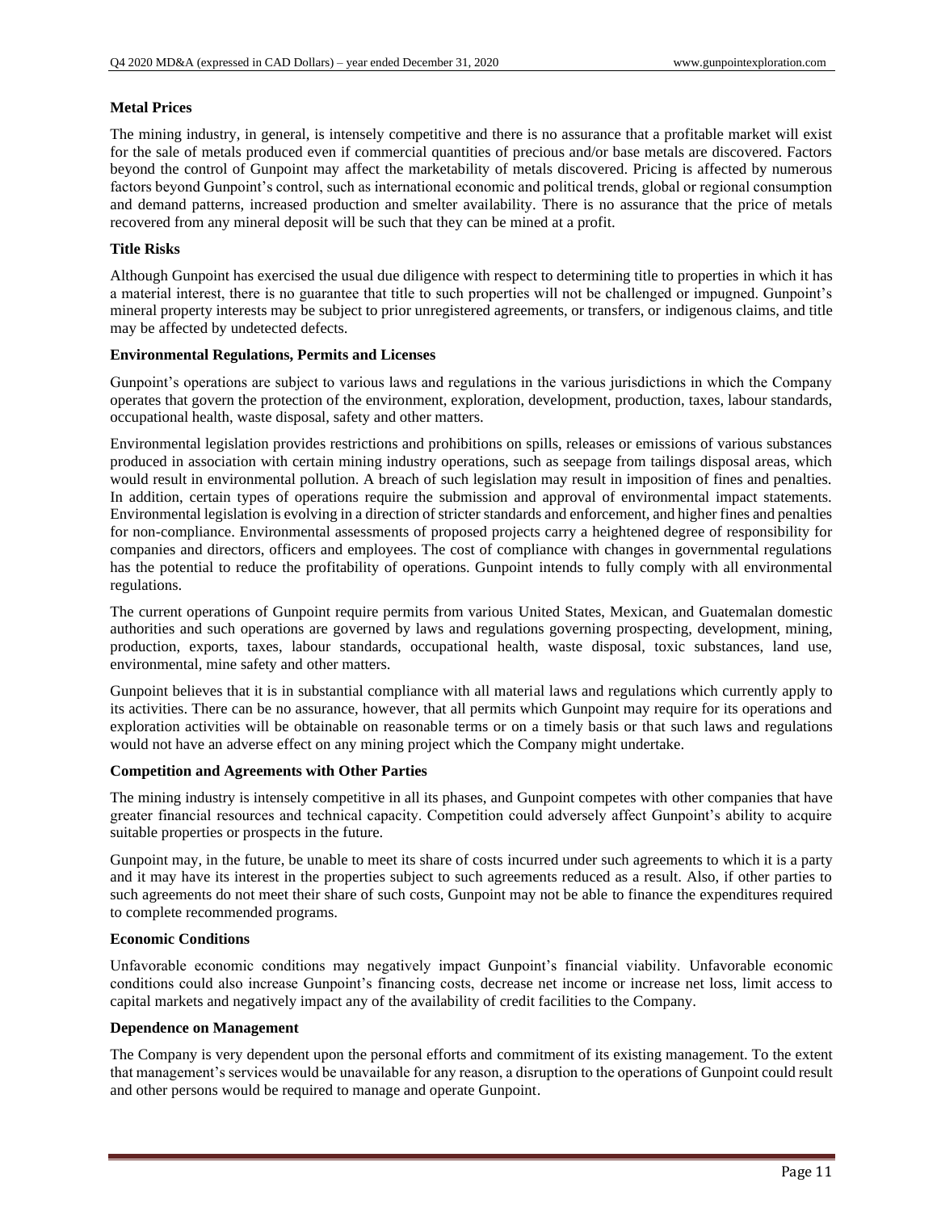### Metal Prices

The mining industry, in general, is intensely competitive and there is no assurance that a profitable market will exist for the sale of metals produced even if commercial quantities of precious and/or base metals are discovered. Factors beyond the control of Gunpoint may affect the marketability of metals discovered. Pricing is affected by numerous factors beyond Gunpoint's control, such as international economic and political trends, global or regional consumption and demand patterns, increased production and smelter availability. There is no assurance that the price of metals recovered from any mineral deposit will be such that they can be mined at a profit.

### Title Risks

Although Gunpoint has exercised the usual due diligence with respect to determining title to properties in which it has a material interest, there is no guarantee that title to such properties will not be challenged or impugned. Gunpoint's mineral property interests may be subject to prior unregistered agreements, or transfers, or indigenous claims, and title may be affected by undetected defects.

### Environmental Regulations, Permits and Licenses

Gunpoint's operations are subject to various laws and regulations in the various jurisdictions in which the Company operates that govern the protection of the environment, exploration, development, production, taxes, labour standards, occupational health, waste disposal, safety and other matters.

Environmental legislation provides restrictions and prohibitions on spills, releases or emissions of various substances produced in association with certain mining industry operations, such as seepage from tailings disposal areas, which would result in environmental pollution. A breach of such legislation may result in imposition of fines and penalties. In addition, certain types of operations require the submission and approval of environmental impact statements. Environmental legislation is evolving in a direction of stricter standards and enforcement, and higher fines and penalties for non-compliance. Environmental assessments of proposed projects carry a heightened degree of responsibility for companies and directors, officers and employees. The cost of compliance with changes in governmental regulations has the potential to reduce the profitability of operations. Gunpoint intends to fully comply with all environmental regulations.

The current operations of Gunpoint require permits from various United States, Mexican, and Guatemalan domestic authorities and such operations are governed by laws and regulations governing prospecting, development, mining, production, exports, taxes, labour standards, occupational health, waste disposal, toxic substances, land use, environmental, mine safety and other matters.

Gunpoint believes that it is in substantial compliance with all material laws and regulations which currently apply to its activities. There can be no assurance, however, that all permits which Gunpoint may require for its operations and exploration activities will be obtainable on reasonable terms or on a timely basis or that such laws and regulations would not have an adverse effect on any mining project which the Company might undertake.

### Competition and Agreements with Other Parties

The mining industry is intensely competitive in all its phases, and Gunpoint competes with other companies that have greater financial resources and technical capacity. Competition could adversely affect Gunpoint's ability to acquire suitable properties or prospects in the future.

Gunpoint may, in the future, be unable to meet its share of costs incurred under such agreements to which it is a party and it may have its interest in the properties subject to such agreements reduced as a result. Also, if other parties to such agreements do not meet their share of such costs, Gunpoint may not be able to finance the expenditures required to complete recommended programs.

### Economic Conditions

Unfavorable economic conditions may negatively impact Gunpoint's financial viability. Unfavorable economic conditions could also increase Gunpoint's financing costs, decrease net income or increase net loss, limit access to capital markets and negatively impact any of the availability of credit facilities to the Company.

### Dependence on Management

The Company is very dependent upon the personal efforts and commitment of its existing management. To the extent that management's services would be unavailable for any reason, a disruption to the operations of Gunpoint could result and other persons would be required to manage and operate Gunpoint.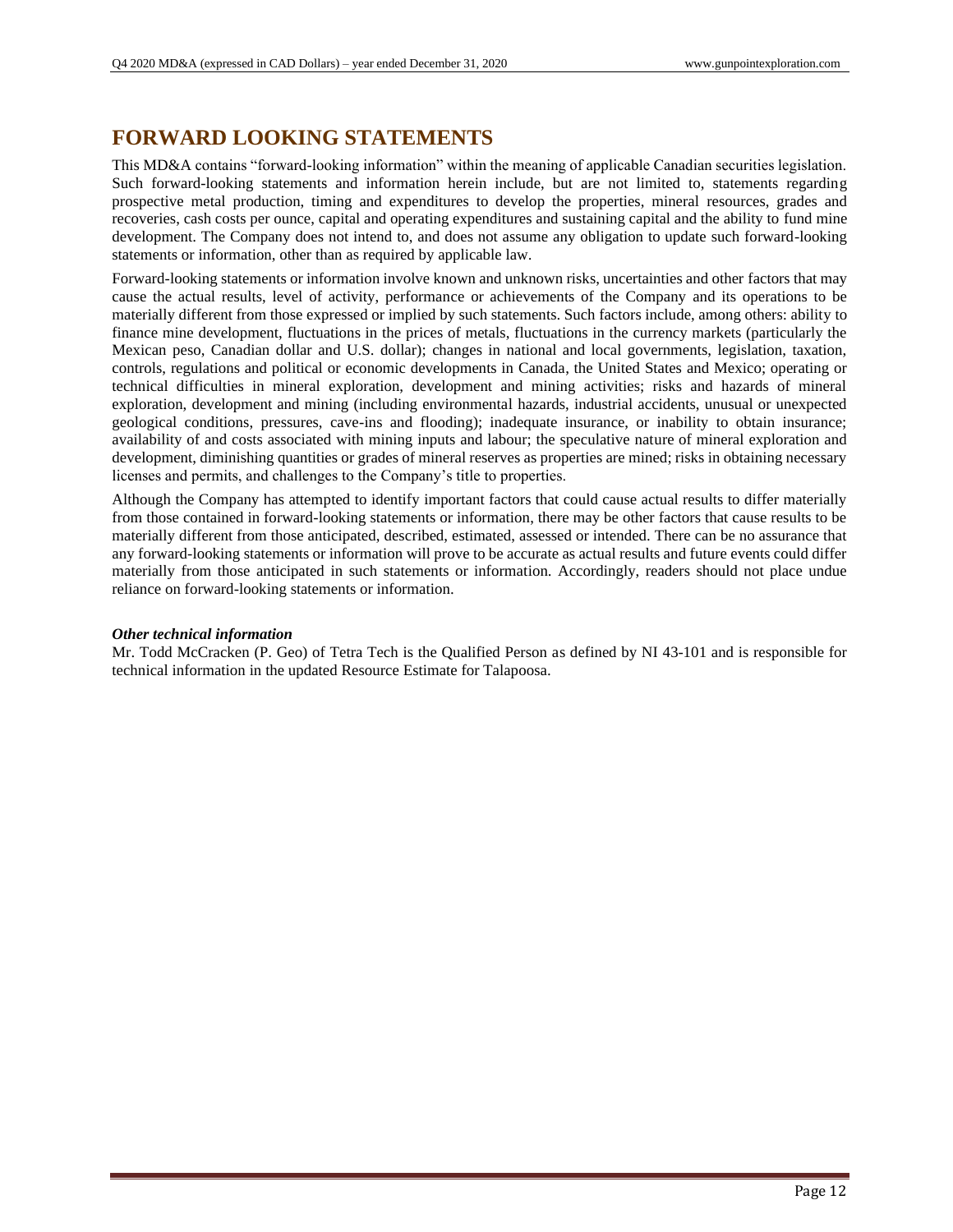# FORWARD LOOKING STATEMENTS

This MD&A contains "forward-looking information" within the meaning of applicable Canadian securities legislation. Such forward-looking statements and information herein include, but are not limited to, statements regarding prospective metal production, timing and expenditures to develop the properties, mineral resources, grades and recoveries, cash costs per ounce, capital and operating expenditures and sustaining capital and the ability to fund mine development. The Company does not intend to, and does not assume any obligation to update such forward-looking statements or information, other than as required by applicable law.

Forward-looking statements or information involve known and unknown risks, uncertainties and other factors that may cause the actual results, level of activity, performance or achievements of the Company and its operations to be materially different from those expressed or implied by such statements. Such factors include, among others: ability to finance mine development, fluctuations in the prices of metals, fluctuations in the currency markets (particularly the Mexican peso, Canadian dollar and U.S. dollar); changes in national and local governments, legislation, taxation, controls, regulations and political or economic developments in Canada, the United States and Mexico; operating or technical difficulties in mineral exploration, development and mining activities; risks and hazards of mineral exploration, development and mining (including environmental hazards, industrial accidents, unusual or unexpected geological conditions, pressures, cave-ins and flooding); inadequate insurance, or inability to obtain insurance; availability of and costs associated with mining inputs and labour; the speculative nature of mineral exploration and development, diminishing quantities or grades of mineral reserves as properties are mined; risks in obtaining necessary licenses and permits, and challenges to the Company's title to properties.

Although the Company has attempted to identify important factors that could cause actual results to differ materially from those contained in forward-looking statements or information, there may be other factors that cause results to be materially different from those anticipated, described, estimated, assessed or intended. There can be no assurance that any forward-looking statements or information will prove to be accurate as actual results and future events could differ materially from those anticipated in such statements or information. Accordingly, readers should not place undue reliance on forward-looking statements or information.

***Other technical information***

Mr. Todd McCracken (P. Geo) of Tetra Tech is the Qualified Person as defined by NI 43-101 and is responsible for technical information in the updated Resource Estimate for Talapoosa.